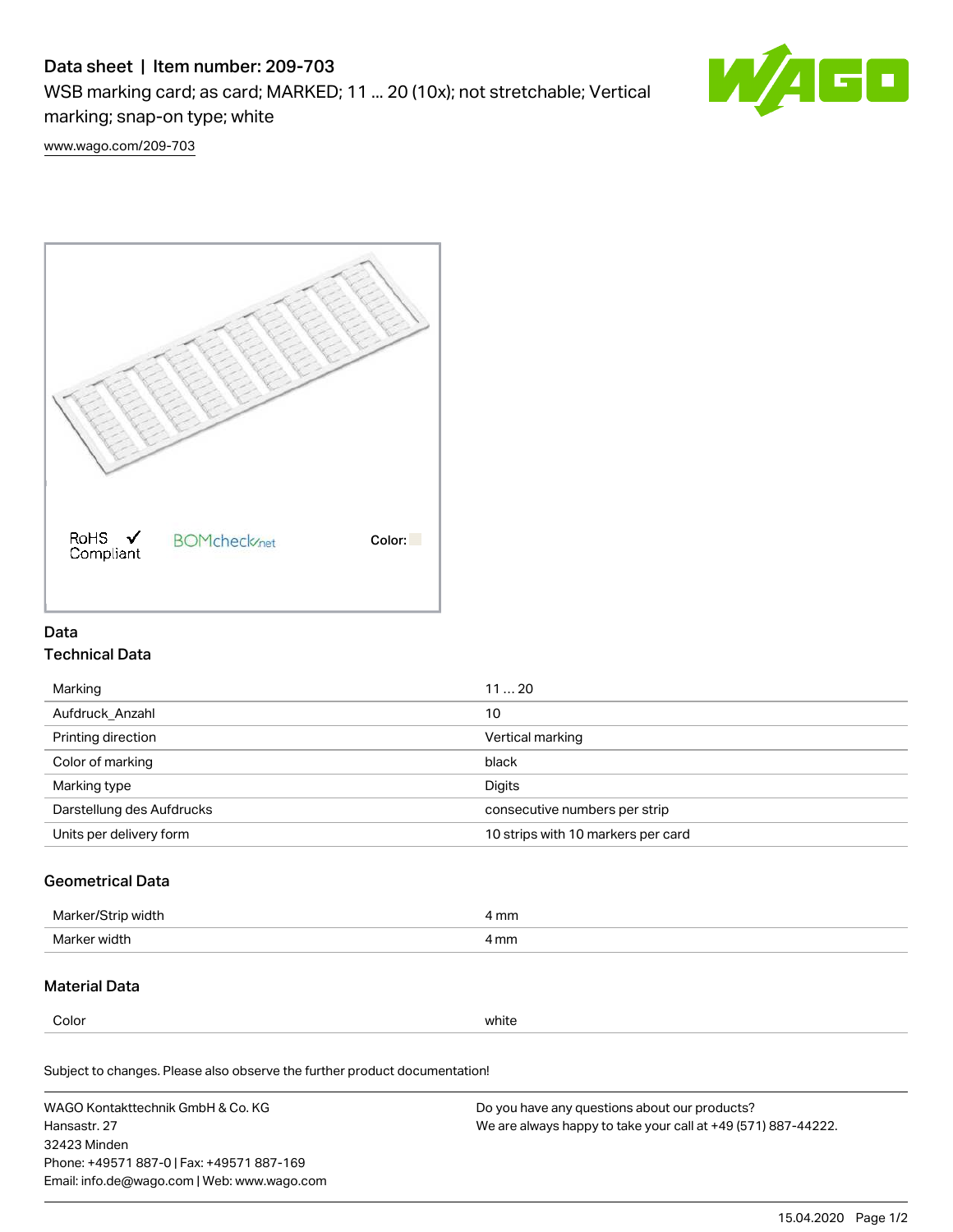# Data sheet | Item number: 209-703

WSB marking card; as card; MARKED; 11 ... 20 (10x); not stretchable; Vertical marking; snap-on type; white

www.wago.com/209-703

RoHS ✓ Compliant BOMcheck.net Color:

## Data

### Technical Data

| | |
|---|---|
| Marking | 11 … 20 |
| Aufdruck_Anzahl | 10 |
| Printing direction | Vertical marking |
| Color of marking | black |
| Marking type | Digits |
| Darstellung des Aufdrucks | consecutive numbers per strip |
| Units per delivery form | 10 strips with 10 markers per card |

### Geometrical Data

| | |
|---|---|
| Marker/Strip width | 4 mm |
| Marker width | 4 mm |

### Material Data

| | |
|---|---|
| Color | white |

Subject to changes. Please also observe the further product documentation!

WAGO Kontakttechnik GmbH & Co. KG
Hansastr. 27
32423 Minden
Phone: +49571 887-0 | Fax: +49571 887-169
Email: info.de@wago.com | Web: www.wago.com

Do you have any questions about our products?
We are always happy to take your call at +49 (571) 887-44222.

15.04.2020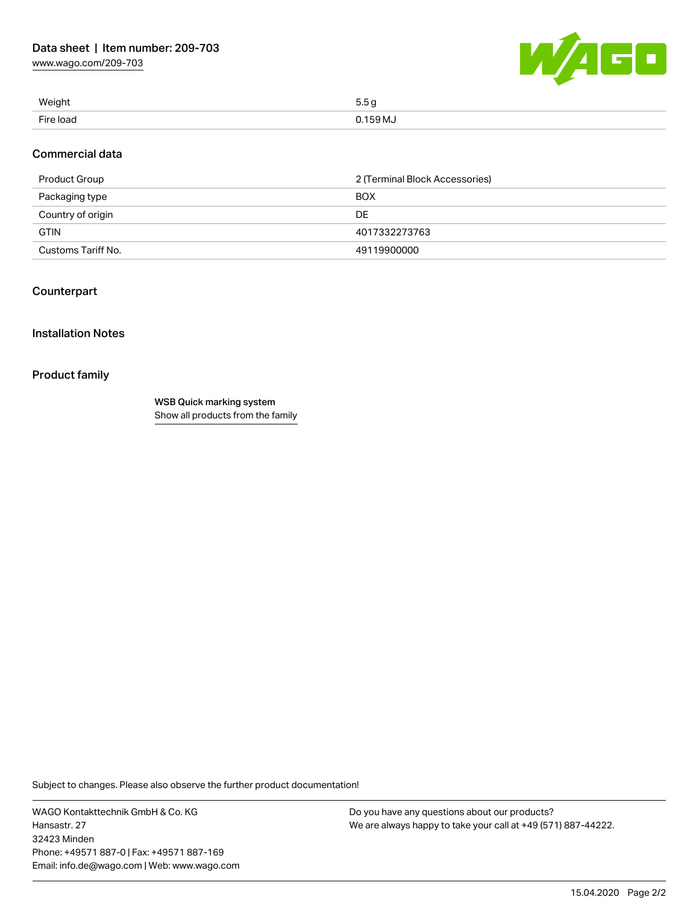| | |
|---|---|
| Weight | 5.5 g |
| Fire load | 0.159 MJ |

## Commercial data

| | |
|---|---|
| Product Group | 2 (Terminal Block Accessories) |
| Packaging type | BOX |
| Country of origin | DE |
| GTIN | 4017332273763 |
| Customs Tariff No. | 49119900000 |

## Counterpart

## Installation Notes

## Product family

**WSB Quick marking system**
Show all products from the family

Subject to changes. Please also observe the further product documentation!

WAGO Kontakttechnik GmbH & Co. KG
Hansastr. 27
32423 Minden
Phone: +49571 887-0 | Fax: +49571 887-169
Email: info.de@wago.com | Web: www.wago.com

Do you have any questions about our products?
We are always happy to take your call at +49 (571) 887-44222.